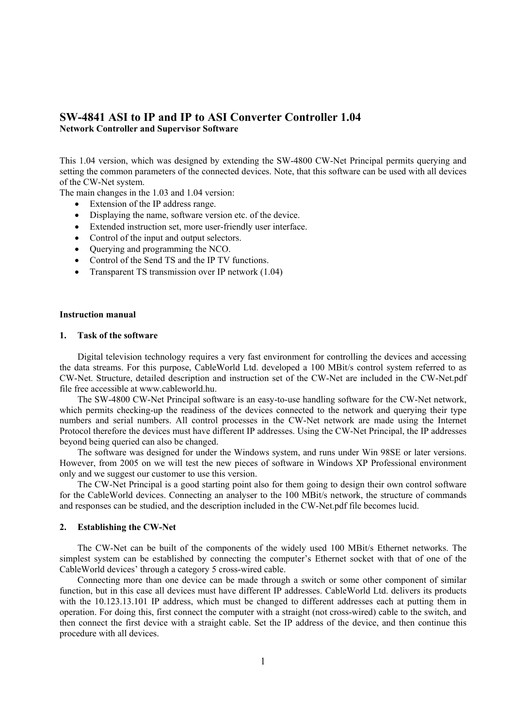# SW-4841 ASI to IP and IP to ASI Converter Controller 1.04

**Network Controller and Supervisor Software**

This 1.04 version, which was designed by extending the SW-4800 CW-Net Principal permits querying and setting the common parameters of the connected devices. Note, that this software can be used with all devices of the CW-Net system.

The main changes in the 1.03 and 1.04 version:

- Extension of the IP address range.
- Displaying the name, software version etc. of the device.
- Extended instruction set, more user-friendly user interface.
- Control of the input and output selectors.
- Querying and programming the NCO.
- Control of the Send TS and the IP TV functions.
- Transparent TS transmission over IP network (1.04)

**Instruction manual**

## 1. Task of the software

Digital television technology requires a very fast environment for controlling the devices and accessing the data streams. For this purpose, CableWorld Ltd. developed a 100 MBit/s control system referred to as CW-Net. Structure, detailed description and instruction set of the CW-Net are included in the CW-Net.pdf file free accessible at www.cableworld.hu.

The SW-4800 CW-Net Principal software is an easy-to-use handling software for the CW-Net network, which permits checking-up the readiness of the devices connected to the network and querying their type numbers and serial numbers. All control processes in the CW-Net network are made using the Internet Protocol therefore the devices must have different IP addresses. Using the CW-Net Principal, the IP addresses beyond being queried can also be changed.

The software was designed for under the Windows system, and runs under Win 98SE or later versions. However, from 2005 on we will test the new pieces of software in Windows XP Professional environment only and we suggest our customer to use this version.

The CW-Net Principal is a good starting point also for them going to design their own control software for the CableWorld devices. Connecting an analyser to the 100 MBit/s network, the structure of commands and responses can be studied, and the description included in the CW-Net.pdf file becomes lucid.

## 2. Establishing the CW-Net

The CW-Net can be built of the components of the widely used 100 MBit/s Ethernet networks. The simplest system can be established by connecting the computer's Ethernet socket with that of one of the CableWorld devices' through a category 5 cross-wired cable.

Connecting more than one device can be made through a switch or some other component of similar function, but in this case all devices must have different IP addresses. CableWorld Ltd. delivers its products with the 10.123.13.101 IP address, which must be changed to different addresses each at putting them in operation. For doing this, first connect the computer with a straight (not cross-wired) cable to the switch, and then connect the first device with a straight cable. Set the IP address of the device, and then continue this procedure with all devices.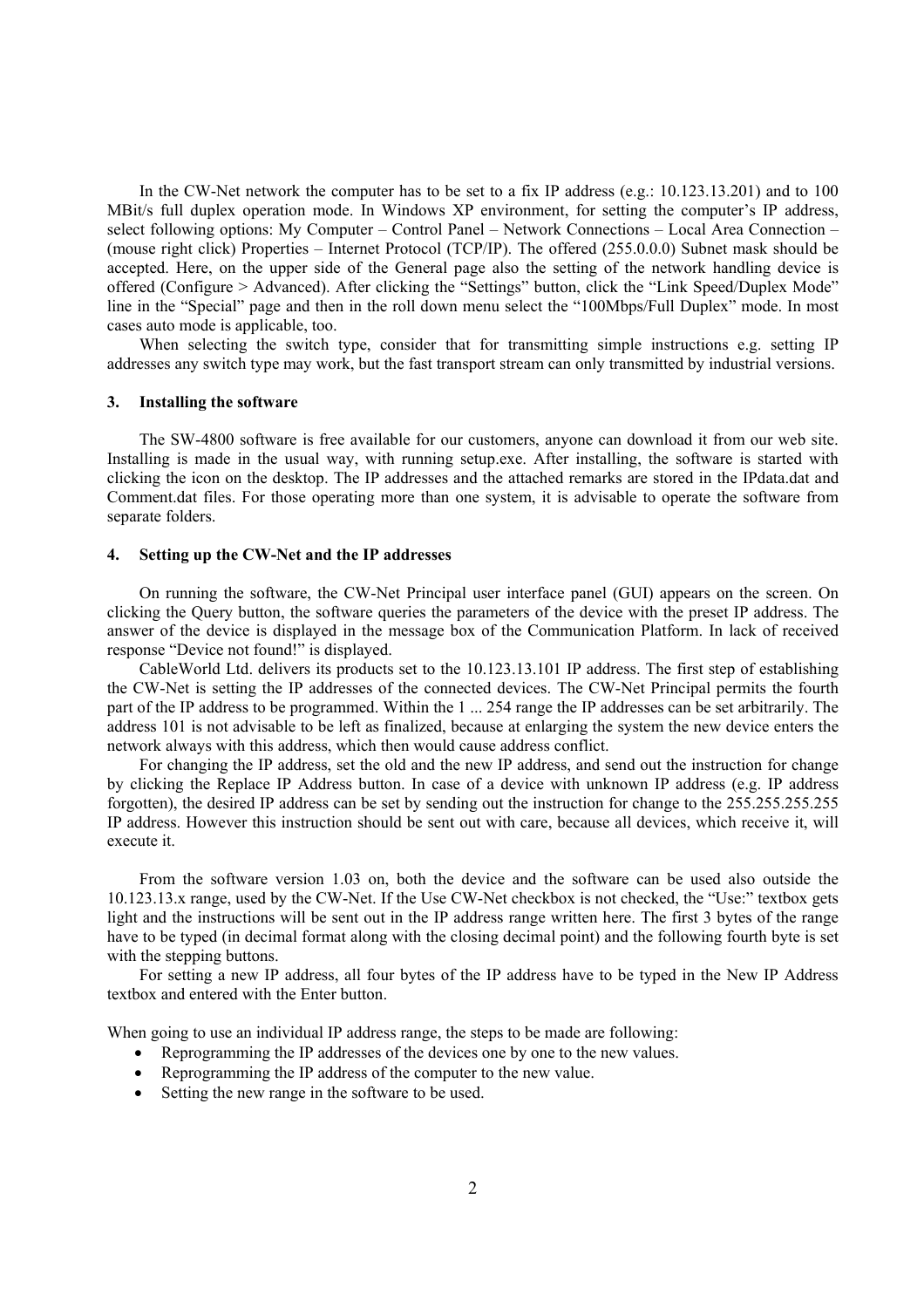In the CW-Net network the computer has to be set to a fix IP address (e.g.: 10.123.13.201) and to 100 MBit/s full duplex operation mode. In Windows XP environment, for setting the computer's IP address, select following options: My Computer – Control Panel – Network Connections – Local Area Connection – (mouse right click) Properties – Internet Protocol (TCP/IP). The offered (255.0.0.0) Subnet mask should be accepted. Here, on the upper side of the General page also the setting of the network handling device is offered (Configure > Advanced). After clicking the "Settings" button, click the "Link Speed/Duplex Mode" line in the "Special" page and then in the roll down menu select the "100Mbps/Full Duplex" mode. In most cases auto mode is applicable, too.

When selecting the switch type, consider that for transmitting simple instructions e.g. setting IP addresses any switch type may work, but the fast transport stream can only transmitted by industrial versions.

### 3. Installing the software

The SW-4800 software is free available for our customers, anyone can download it from our web site. Installing is made in the usual way, with running setup.exe. After installing, the software is started with clicking the icon on the desktop. The IP addresses and the attached remarks are stored in the IPdata.dat and Comment.dat files. For those operating more than one system, it is advisable to operate the software from separate folders.

### 4. Setting up the CW-Net and the IP addresses

On running the software, the CW-Net Principal user interface panel (GUI) appears on the screen. On clicking the Query button, the software queries the parameters of the device with the preset IP address. The answer of the device is displayed in the message box of the Communication Platform. In lack of received response "Device not found!" is displayed.

CableWorld Ltd. delivers its products set to the 10.123.13.101 IP address. The first step of establishing the CW-Net is setting the IP addresses of the connected devices. The CW-Net Principal permits the fourth part of the IP address to be programmed. Within the 1 ... 254 range the IP addresses can be set arbitrarily. The address 101 is not advisable to be left as finalized, because at enlarging the system the new device enters the network always with this address, which then would cause address conflict.

For changing the IP address, set the old and the new IP address, and send out the instruction for change by clicking the Replace IP Address button. In case of a device with unknown IP address (e.g. IP address forgotten), the desired IP address can be set by sending out the instruction for change to the 255.255.255.255 IP address. However this instruction should be sent out with care, because all devices, which receive it, will execute it.

From the software version 1.03 on, both the device and the software can be used also outside the 10.123.13.x range, used by the CW-Net. If the Use CW-Net checkbox is not checked, the "Use:" textbox gets light and the instructions will be sent out in the IP address range written here. The first 3 bytes of the range have to be typed (in decimal format along with the closing decimal point) and the following fourth byte is set with the stepping buttons.

For setting a new IP address, all four bytes of the IP address have to be typed in the New IP Address textbox and entered with the Enter button.

When going to use an individual IP address range, the steps to be made are following:

- Reprogramming the IP addresses of the devices one by one to the new values.
- Reprogramming the IP address of the computer to the new value.
- Setting the new range in the software to be used.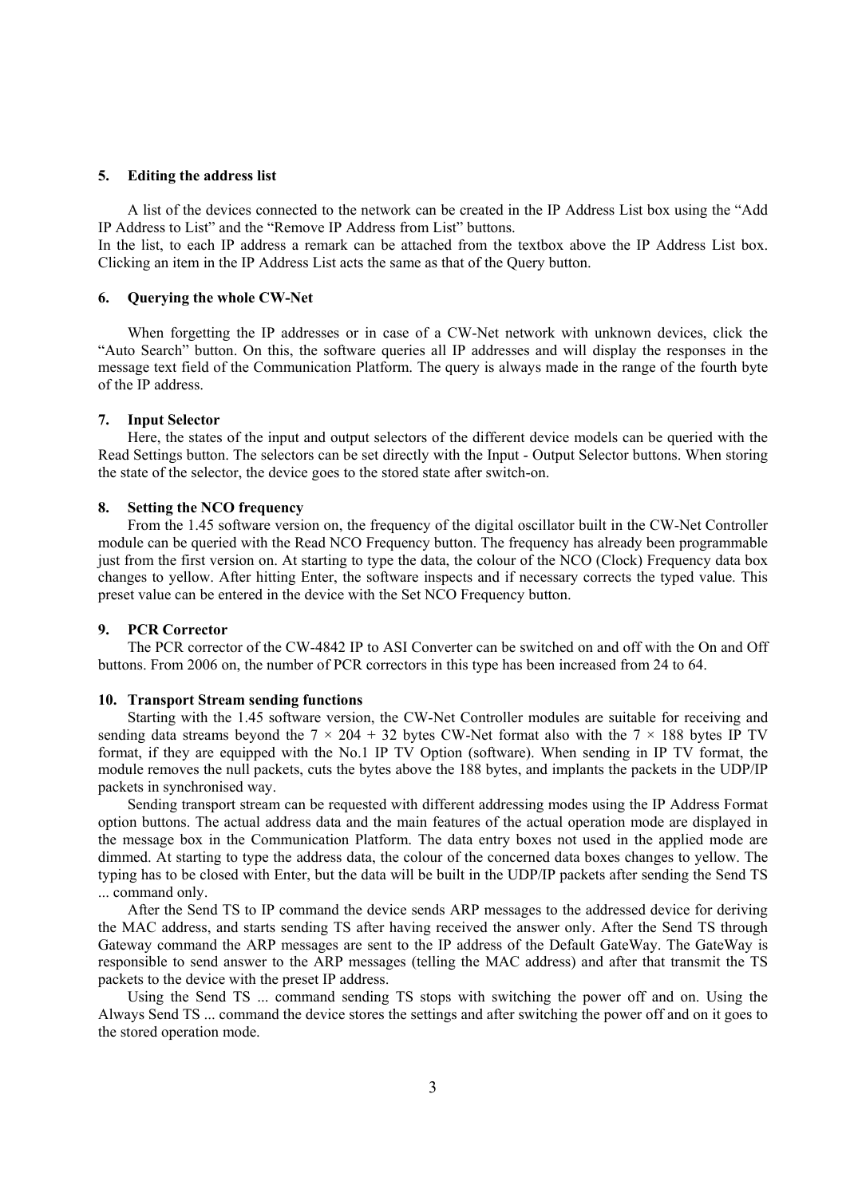## 5. Editing the address list

A list of the devices connected to the network can be created in the IP Address List box using the “Add IP Address to List” and the “Remove IP Address from List” buttons.
In the list, to each IP address a remark can be attached from the textbox above the IP Address List box. Clicking an item in the IP Address List acts the same as that of the Query button.

## 6. Querying the whole CW-Net

When forgetting the IP addresses or in case of a CW-Net network with unknown devices, click the “Auto Search” button. On this, the software queries all IP addresses and will display the responses in the message text field of the Communication Platform. The query is always made in the range of the fourth byte of the IP address.

## 7. Input Selector

Here, the states of the input and output selectors of the different device models can be queried with the Read Settings button. The selectors can be set directly with the Input - Output Selector buttons. When storing the state of the selector, the device goes to the stored state after switch-on.

## 8. Setting the NCO frequency

From the 1.45 software version on, the frequency of the digital oscillator built in the CW-Net Controller module can be queried with the Read NCO Frequency button. The frequency has already been programmable just from the first version on. At starting to type the data, the colour of the NCO (Clock) Frequency data box changes to yellow. After hitting Enter, the software inspects and if necessary corrects the typed value. This preset value can be entered in the device with the Set NCO Frequency button.

## 9. PCR Corrector

The PCR corrector of the CW-4842 IP to ASI Converter can be switched on and off with the On and Off buttons. From 2006 on, the number of PCR correctors in this type has been increased from 24 to 64.

## 10. Transport Stream sending functions

Starting with the 1.45 software version, the CW-Net Controller modules are suitable for receiving and sending data streams beyond the $7 \times 204 + 32$ bytes CW-Net format also with the $7 \times 188$ bytes IP TV format, if they are equipped with the No.1 IP TV Option (software). When sending in IP TV format, the module removes the null packets, cuts the bytes above the 188 bytes, and implants the packets in the UDP/IP packets in synchronised way.

Sending transport stream can be requested with different addressing modes using the IP Address Format option buttons. The actual address data and the main features of the actual operation mode are displayed in the message box in the Communication Platform. The data entry boxes not used in the applied mode are dimmed. At starting to type the address data, the colour of the concerned data boxes changes to yellow. The typing has to be closed with Enter, but the data will be built in the UDP/IP packets after sending the Send TS ... command only.

After the Send TS to IP command the device sends ARP messages to the addressed device for deriving the MAC address, and starts sending TS after having received the answer only. After the Send TS through Gateway command the ARP messages are sent to the IP address of the Default GateWay. The GateWay is responsible to send answer to the ARP messages (telling the MAC address) and after that transmit the TS packets to the device with the preset IP address.

Using the Send TS ... command sending TS stops with switching the power off and on. Using the Always Send TS ... command the device stores the settings and after switching the power off and on it goes to the stored operation mode.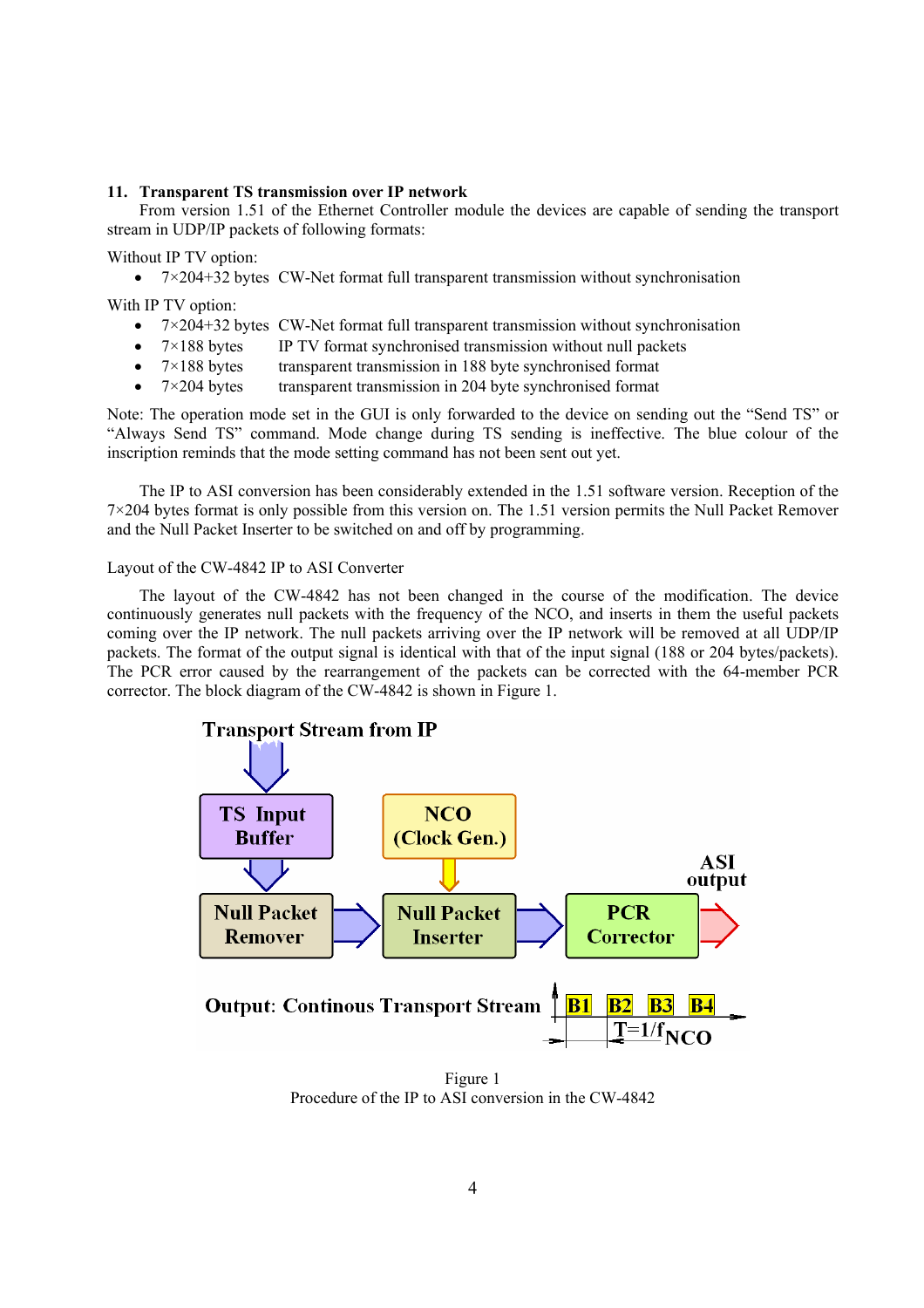## 11. Transparent TS transmission over IP network

From version 1.51 of the Ethernet Controller module the devices are capable of sending the transport stream in UDP/IP packets of following formats:

Without IP TV option:

- 7×204+32 bytes CW-Net format full transparent transmission without synchronisation

With IP TV option:

- 7×204+32 bytes CW-Net format full transparent transmission without synchronisation
- 7×188 bytes IP TV format synchronised transmission without null packets
- 7×188 bytes transparent transmission in 188 byte synchronised format
- 7×204 bytes transparent transmission in 204 byte synchronised format

Note: The operation mode set in the GUI is only forwarded to the device on sending out the "Send TS" or "Always Send TS" command. Mode change during TS sending is ineffective. The blue colour of the inscription reminds that the mode setting command has not been sent out yet.

The IP to ASI conversion has been considerably extended in the 1.51 software version. Reception of the 7×204 bytes format is only possible from this version on. The 1.51 version permits the Null Packet Remover and the Null Packet Inserter to be switched on and off by programming.

Layout of the CW-4842 IP to ASI Converter

The layout of the CW-4842 has not been changed in the course of the modification. The device continuously generates null packets with the frequency of the NCO, and inserts in them the useful packets coming over the IP network. The null packets arriving over the IP network will be removed at all UDP/IP packets. The format of the output signal is identical with that of the input signal (188 or 204 bytes/packets). The PCR error caused by the rearrangement of the packets can be corrected with the 64-member PCR corrector. The block diagram of the CW-4842 is shown in Figure 1.

Transport Stream from IP

TS Input Buffer → Null Packet Remover → Null Packet Inserter (← NCO (Clock Gen.)) → PCR Corrector → ASI output

Output: Continous Transport Stream B1 B2 B3 B4 $T=1/f_{NCO}$

Figure 1
Procedure of the IP to ASI conversion in the CW-4842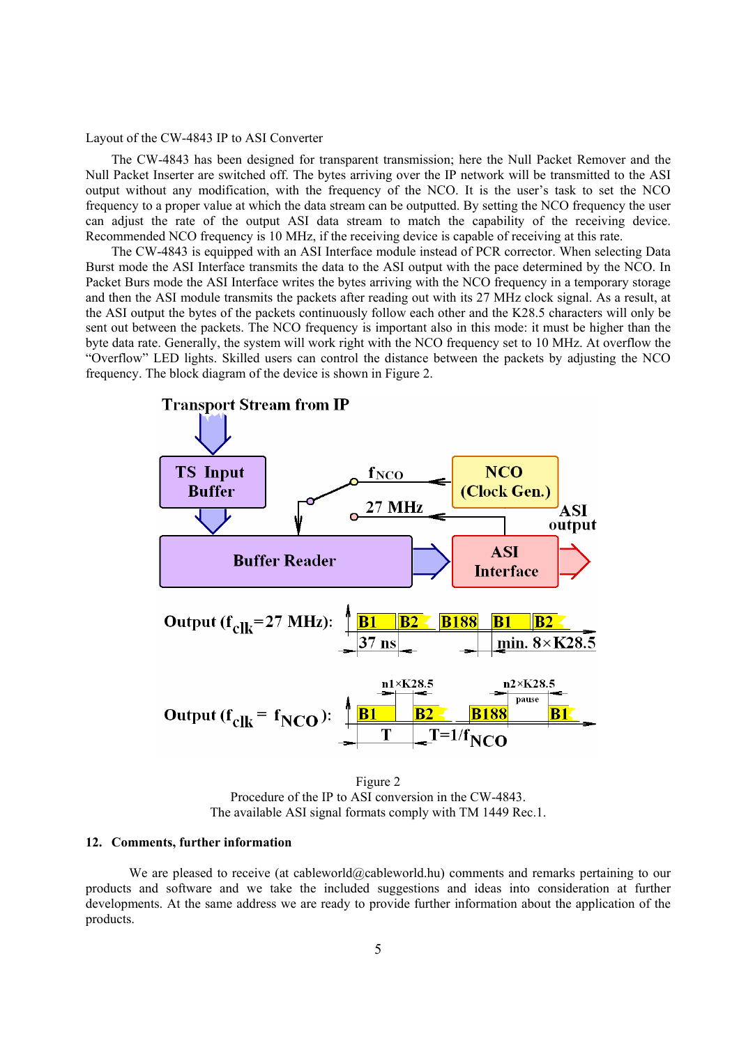Layout of the CW-4843 IP to ASI Converter

The CW-4843 has been designed for transparent transmission; here the Null Packet Remover and the Null Packet Inserter are switched off. The bytes arriving over the IP network will be transmitted to the ASI output without any modification, with the frequency of the NCO. It is the user's task to set the NCO frequency to a proper value at which the data stream can be outputted. By setting the NCO frequency the user can adjust the rate of the output ASI data stream to match the capability of the receiving device. Recommended NCO frequency is 10 MHz, if the receiving device is capable of receiving at this rate.

The CW-4843 is equipped with an ASI Interface module instead of PCR corrector. When selecting Data Burst mode the ASI Interface transmits the data to the ASI output with the pace determined by the NCO. In Packet Burs mode the ASI Interface writes the bytes arriving with the NCO frequency in a temporary storage and then the ASI module transmits the packets after reading out with its 27 MHz clock signal. As a result, at the ASI output the bytes of the packets continuously follow each other and the K28.5 characters will only be sent out between the packets. The NCO frequency is important also in this mode: it must be higher than the byte data rate. Generally, the system will work right with the NCO frequency set to 10 MHz. At overflow the "Overflow" LED lights. Skilled users can control the distance between the packets by adjusting the NCO frequency. The block diagram of the device is shown in Figure 2.

Transport Stream from IP

TS Input Buffer

$f_{NCO}$

NCO (Clock Gen.)

27 MHz

ASI output

Buffer Reader

ASI Interface

Output ($f_{clk}$=27 MHz): B1 B2 B188 B1 B2

37 ns

min. 8×K28.5

n1×K28.5

n2×K28.5

pause

Output ($f_{clk}$ = $f_{NCO}$): B1 B2 B188 B1

T

$T=1/f_{NCO}$

Figure 2
Procedure of the IP to ASI conversion in the CW-4843.
The available ASI signal formats comply with TM 1449 Rec.1.

## 12. Comments, further information

We are pleased to receive (at cableworld@cableworld.hu) comments and remarks pertaining to our products and software and we take the included suggestions and ideas into consideration at further developments. At the same address we are ready to provide further information about the application of the products.